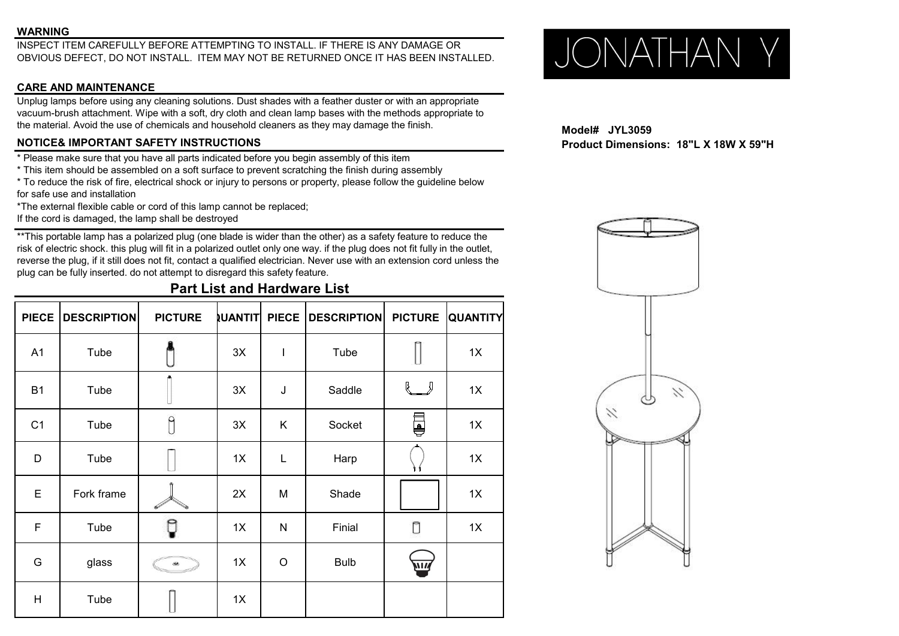JONATHAN Y

**Model# JYL3059**
**Product Dimensions: 18"L X 18W X 59"H**

## WARNING

INSPECT ITEM CAREFULLY BEFORE ATTEMPTING TO INSTALL. IF THERE IS ANY DAMAGE OR OBVIOUS DEFECT, DO NOT INSTALL. ITEM MAY NOT BE RETURNED ONCE IT HAS BEEN INSTALLED.

## CARE AND MAINTENANCE

Unplug lamps before using any cleaning solutions. Dust shades with a feather duster or with an appropriate vacuum-brush attachment. Wipe with a soft, dry cloth and clean lamp bases with the methods appropriate to the material. Avoid the use of chemicals and household cleaners as they may damage the finish.

## NOTICE& IMPORTANT SAFETY INSTRUCTIONS

* Please make sure that you have all parts indicated before you begin assembly of this item
* This item should be assembled on a soft surface to prevent scratching the finish during assembly
* To reduce the risk of fire, electrical shock or injury to persons or property, please follow the guideline below for safe use and installation
*The external flexible cable or cord of this lamp cannot be replaced;
If the cord is damaged, the lamp shall be destroyed

**This portable lamp has a polarized plug (one blade is wider than the other) as a safety feature to reduce the risk of electric shock. this plug will fit in a polarized outlet only one way. if the plug does not fit fully in the outlet, reverse the plug, if it still does not fit, contact a qualified electrician. Never use with an extension cord unless the plug can be fully inserted. do not attempt to disregard this safety feature.

## Part List and Hardware List

| PIECE | DESCRIPTION | PICTURE | QUANTITY | PIECE | DESCRIPTION | PICTURE | QUANTITY |
|---|---|---|---|---|---|---|---|
| A1 | Tube | | 3X | I | Tube | | 1X |
| B1 | Tube | | 3X | J | Saddle | | 1X |
| C1 | Tube | | 3X | K | Socket | | 1X |
| D | Tube | | 1X | L | Harp | | 1X |
| E | Fork frame | | 2X | M | Shade | | 1X |
| F | Tube | | 1X | N | Finial | | 1X |
| G | glass | | 1X | O | Bulb | | |
| H | Tube | | 1X | | | | |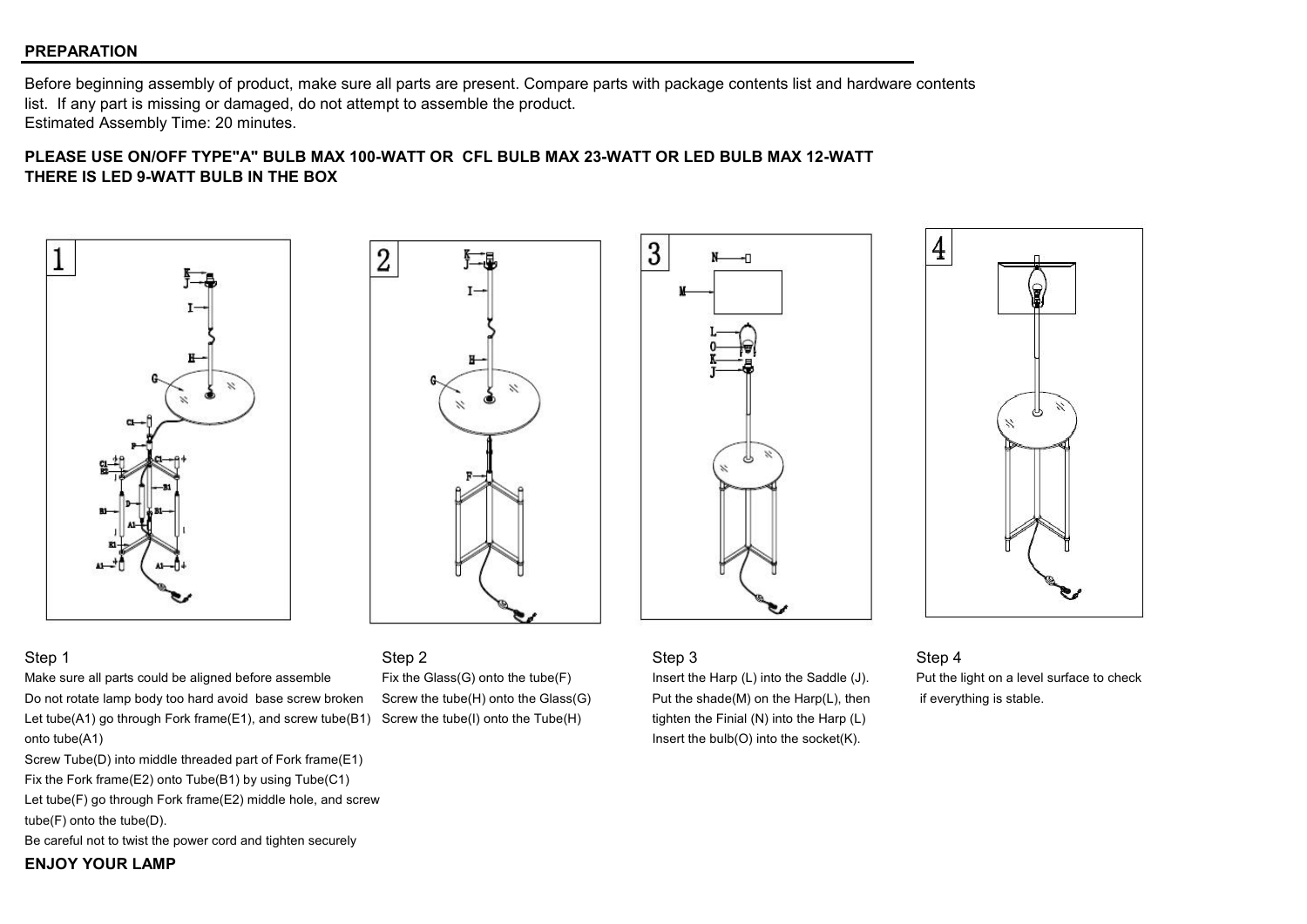## PREPARATION

Before beginning assembly of product, make sure all parts are present. Compare parts with package contents list and hardware contents list. If any part is missing or damaged, do not attempt to assemble the product.
Estimated Assembly Time: 20 minutes.

**PLEASE USE ON/OFF TYPE"A" BULB MAX 100-WATT OR CFL BULB MAX 23-WATT OR LED BULB MAX 12-WATT**
**THERE IS LED 9-WATT BULB IN THE BOX**

1

K
J
I
H
G
C1
F
C1
E2
C1
B1
D
B1
B1
A1
E1
A1
A1

2

K
J
I
H
G
F

3

N
M
L
O
K
J

4

Step 1

Make sure all parts could be aligned before assemble
Do not rotate lamp body too hard avoid base screw broken
Let tube(A1) go through Fork frame(E1), and screw tube(B1) onto tube(A1)
Screw Tube(D) into middle threaded part of Fork frame(E1)
Fix the Fork frame(E2) onto Tube(B1) by using Tube(C1)
Let tube(F) go through Fork frame(E2) middle hole, and screw tube(F) onto the tube(D).
Be careful not to twist the power cord and tighten securely

Step 2

Fix the Glass(G) onto the tube(F)
Screw the tube(H) onto the Glass(G)
Screw the tube(I) onto the Tube(H)

Step 3

Insert the Harp (L) into the Saddle (J).
Put the shade(M) on the Harp(L), then tighten the Finial (N) into the Harp (L)
Insert the bulb(O) into the socket(K).

Step 4

Put the light on a level surface to check if everything is stable.

**ENJOY YOUR LAMP**